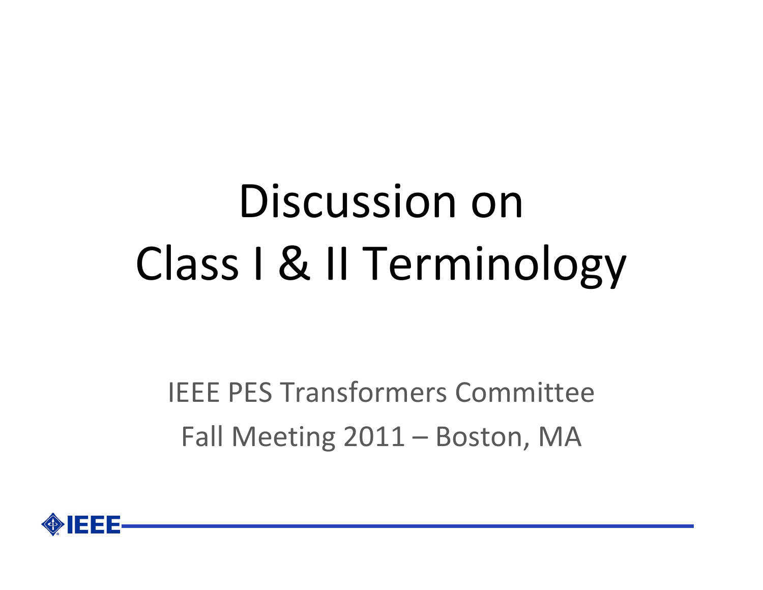# Discussion on Class I & II Terminology

IEEE PES Transformers Committee

Fall Meeting 2011 – Boston, MA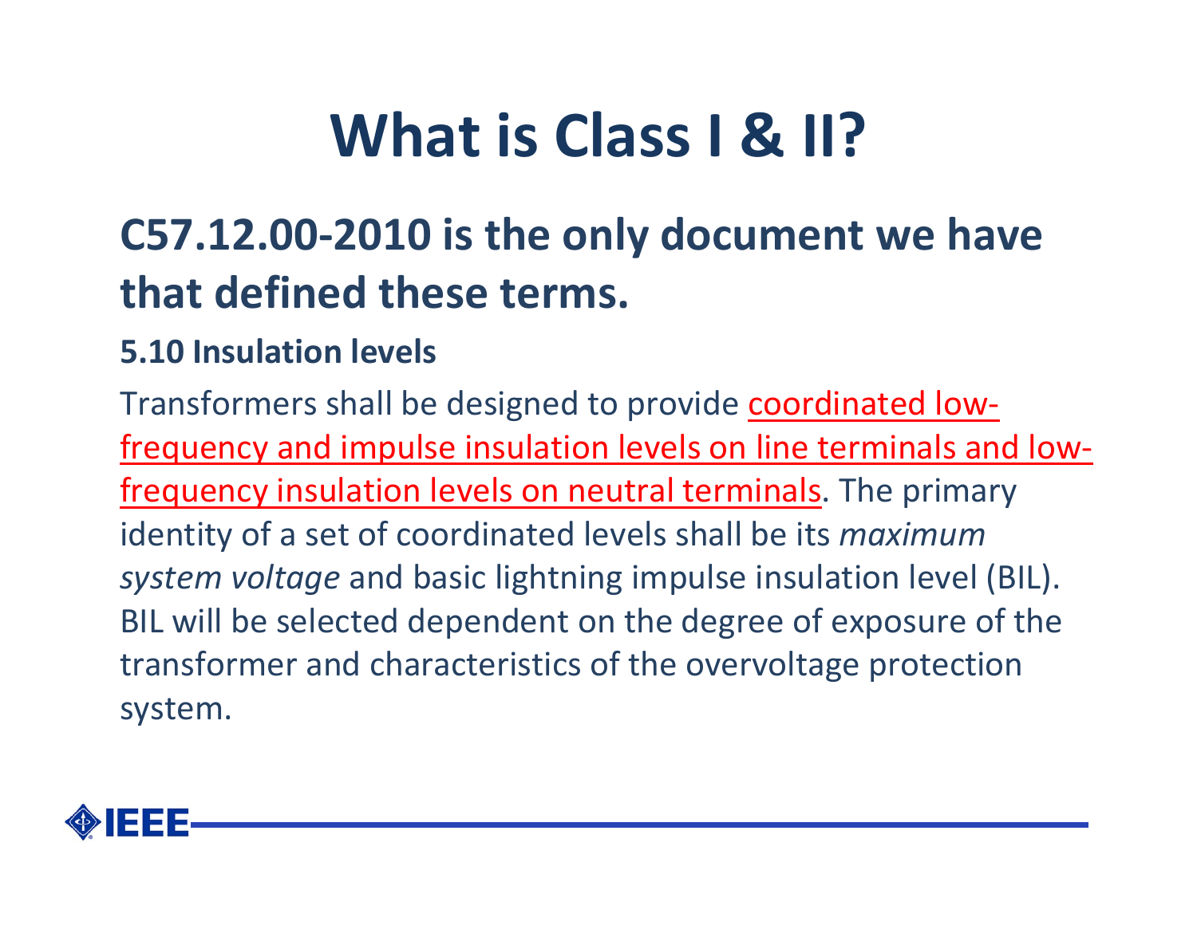# What is Class I & II?

## C57.12.00-2010 is the only document we have that defined these terms.

### 5.10 Insulation levels

Transformers shall be designed to provide coordinated low-frequency and impulse insulation levels on line terminals and low-frequency insulation levels on neutral terminals. The primary identity of a set of coordinated levels shall be its *maximum system voltage* and basic lightning impulse insulation level (BIL). BIL will be selected dependent on the degree of exposure of the transformer and characteristics of the overvoltage protection system.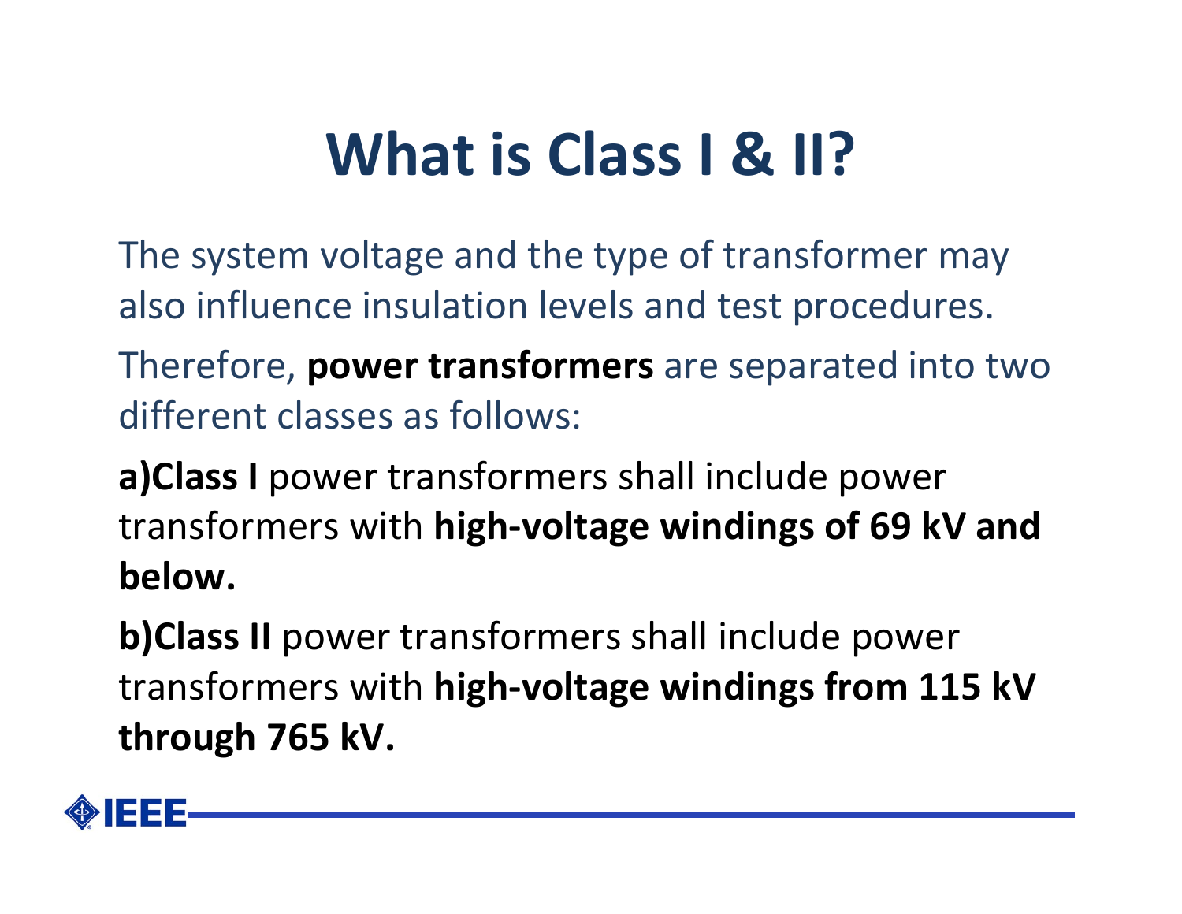# What is Class I & II?

The system voltage and the type of transformer may also influence insulation levels and test procedures.

Therefore, **power transformers** are separated into two different classes as follows:

**a)Class I** power transformers shall include power transformers with **high-voltage windings of 69 kV and below.**

**b)Class II** power transformers shall include power transformers with **high-voltage windings from 115 kV through 765 kV.**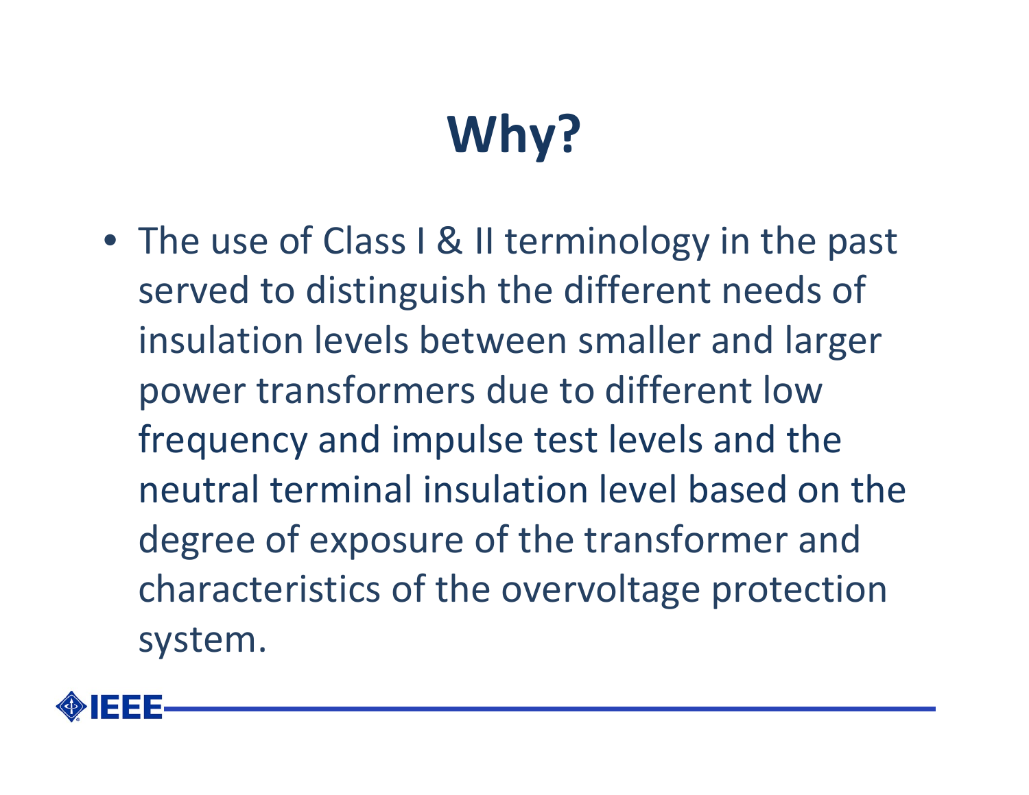# Why?

- The use of Class I & II terminology in the past served to distinguish the different needs of insulation levels between smaller and larger power transformers due to different low frequency and impulse test levels and the neutral terminal insulation level based on the degree of exposure of the transformer and characteristics of the overvoltage protection system.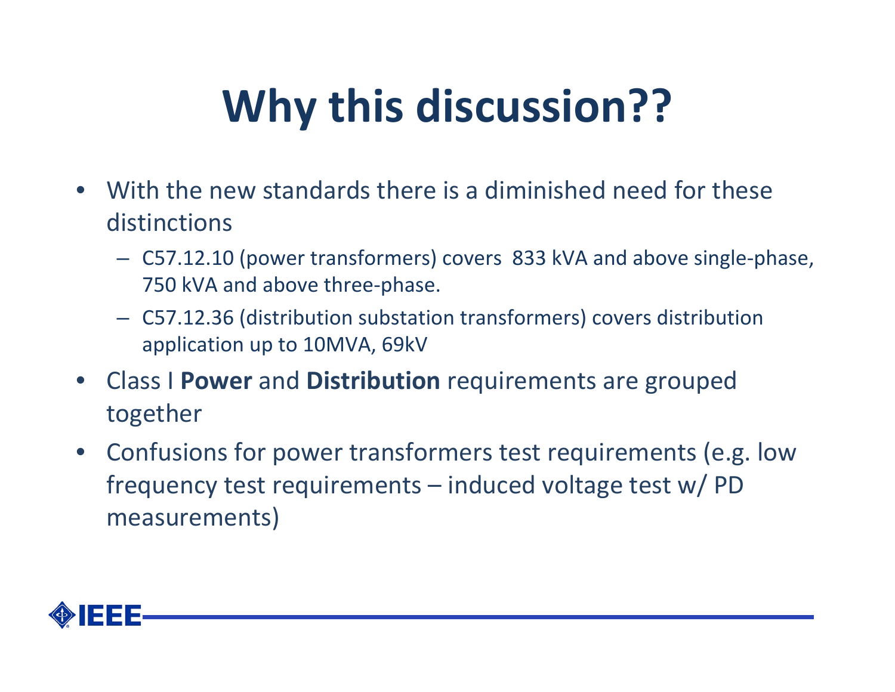# Why this discussion??

- With the new standards there is a diminished need for these distinctions
  - C57.12.10 (power transformers) covers 833 kVA and above single-phase, 750 kVA and above three-phase.
  - C57.12.36 (distribution substation transformers) covers distribution application up to 10MVA, 69kV
- Class I **Power** and **Distribution** requirements are grouped together
- Confusions for power transformers test requirements (e.g. low frequency test requirements – induced voltage test w/ PD measurements)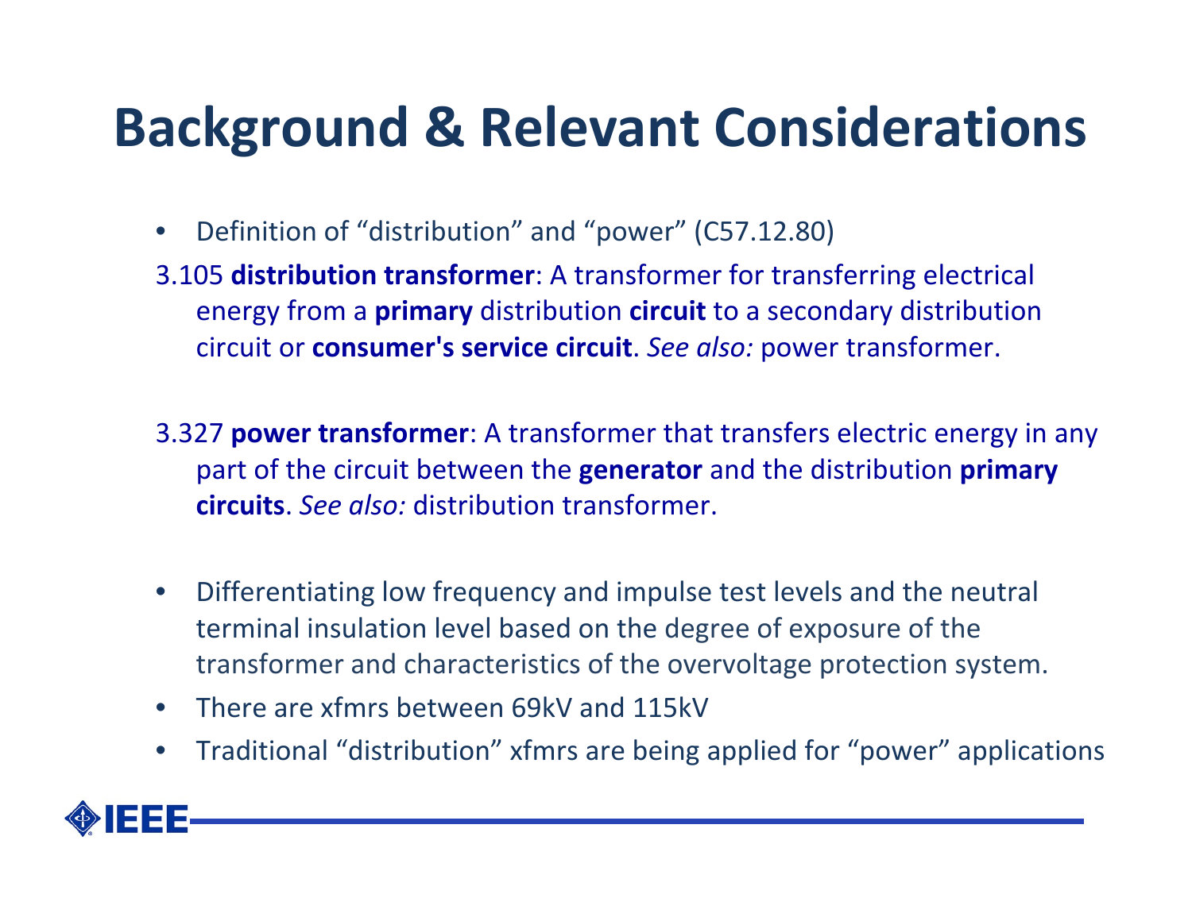# Background & Relevant Considerations

- Definition of "distribution" and "power" (C57.12.80)

3.105 **distribution transformer**: A transformer for transferring electrical energy from a **primary** distribution **circuit** to a secondary distribution circuit or **consumer's service circuit**. *See also:* power transformer.

3.327 **power transformer**: A transformer that transfers electric energy in any part of the circuit between the **generator** and the distribution **primary circuits**. *See also:* distribution transformer.

- Differentiating low frequency and impulse test levels and the neutral terminal insulation level based on the degree of exposure of the transformer and characteristics of the overvoltage protection system.
- There are xfmrs between 69kV and 115kV
- Traditional "distribution" xfmrs are being applied for "power" applications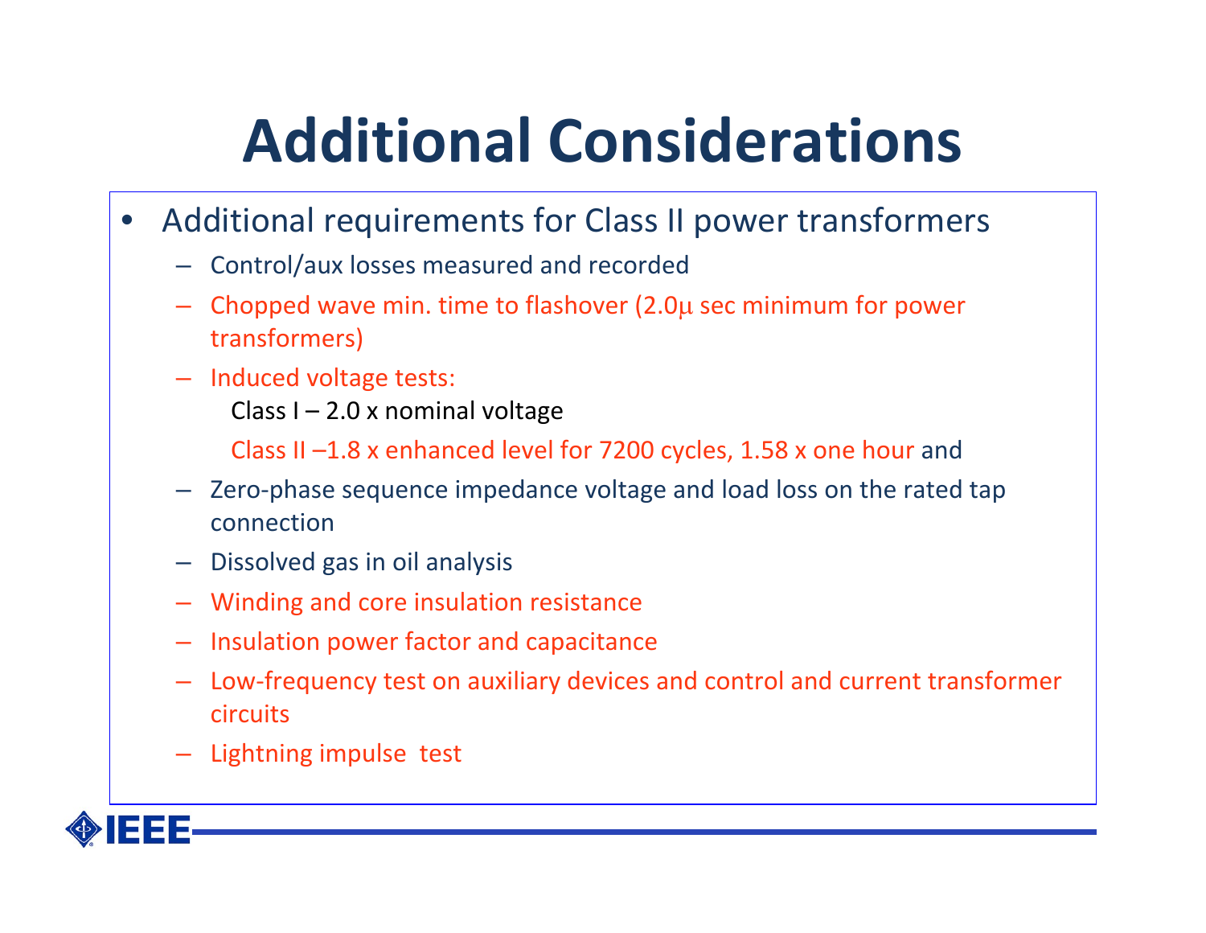# Additional Considerations

- Additional requirements for Class II power transformers
  - Control/aux losses measured and recorded
  - Chopped wave min. time to flashover (2.0μ sec minimum for power transformers)
  - Induced voltage tests:

    Class I – 2.0 x nominal voltage

    Class II –1.8 x enhanced level for 7200 cycles, 1.58 x one hour and
  - Zero-phase sequence impedance voltage and load loss on the rated tap connection
  - Dissolved gas in oil analysis
  - Winding and core insulation resistance
  - Insulation power factor and capacitance
  - Low-frequency test on auxiliary devices and control and current transformer circuits
  - Lightning impulse test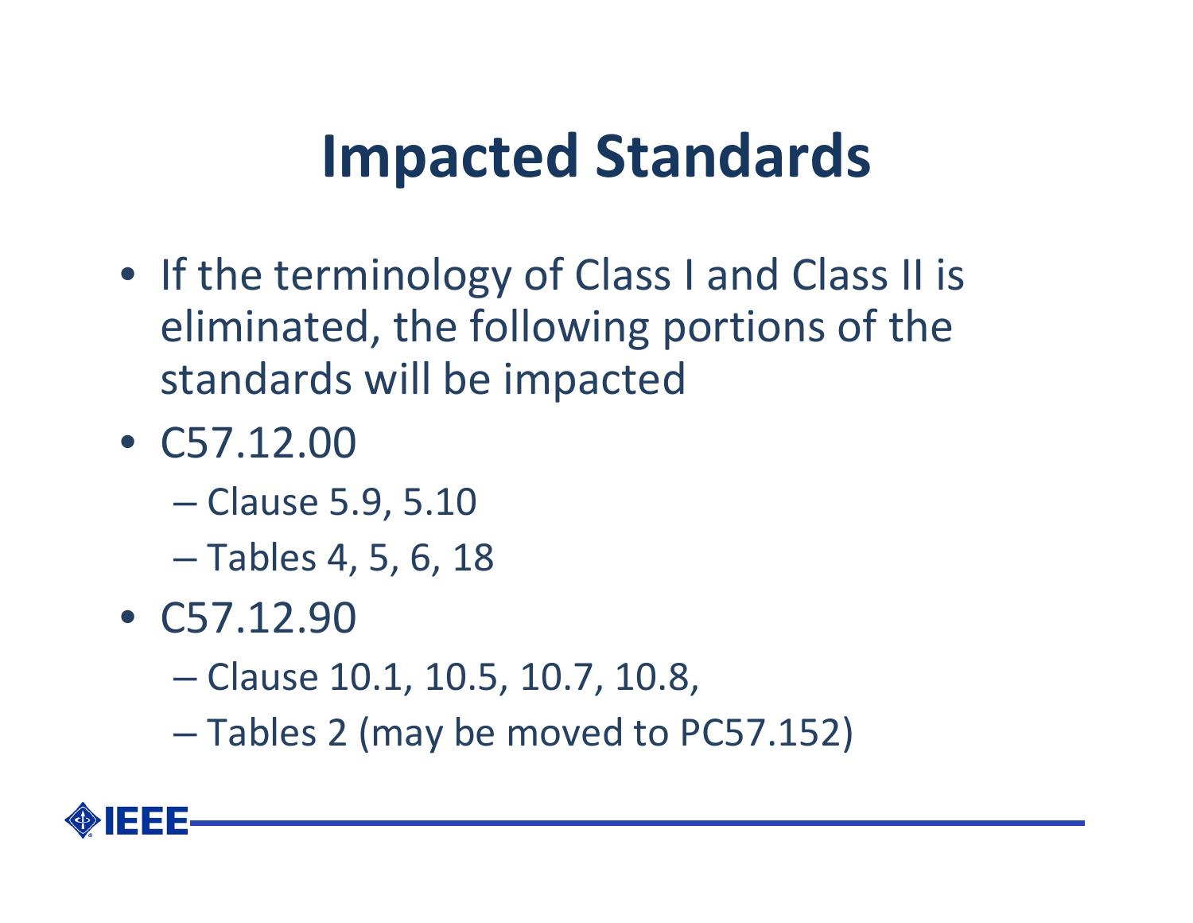# Impacted Standards

- If the terminology of Class I and Class II is eliminated, the following portions of the standards will be impacted
- C57.12.00
  - Clause 5.9, 5.10
  - Tables 4, 5, 6, 18
- C57.12.90
  - Clause 10.1, 10.5, 10.7, 10.8,
  - Tables 2 (may be moved to PC57.152)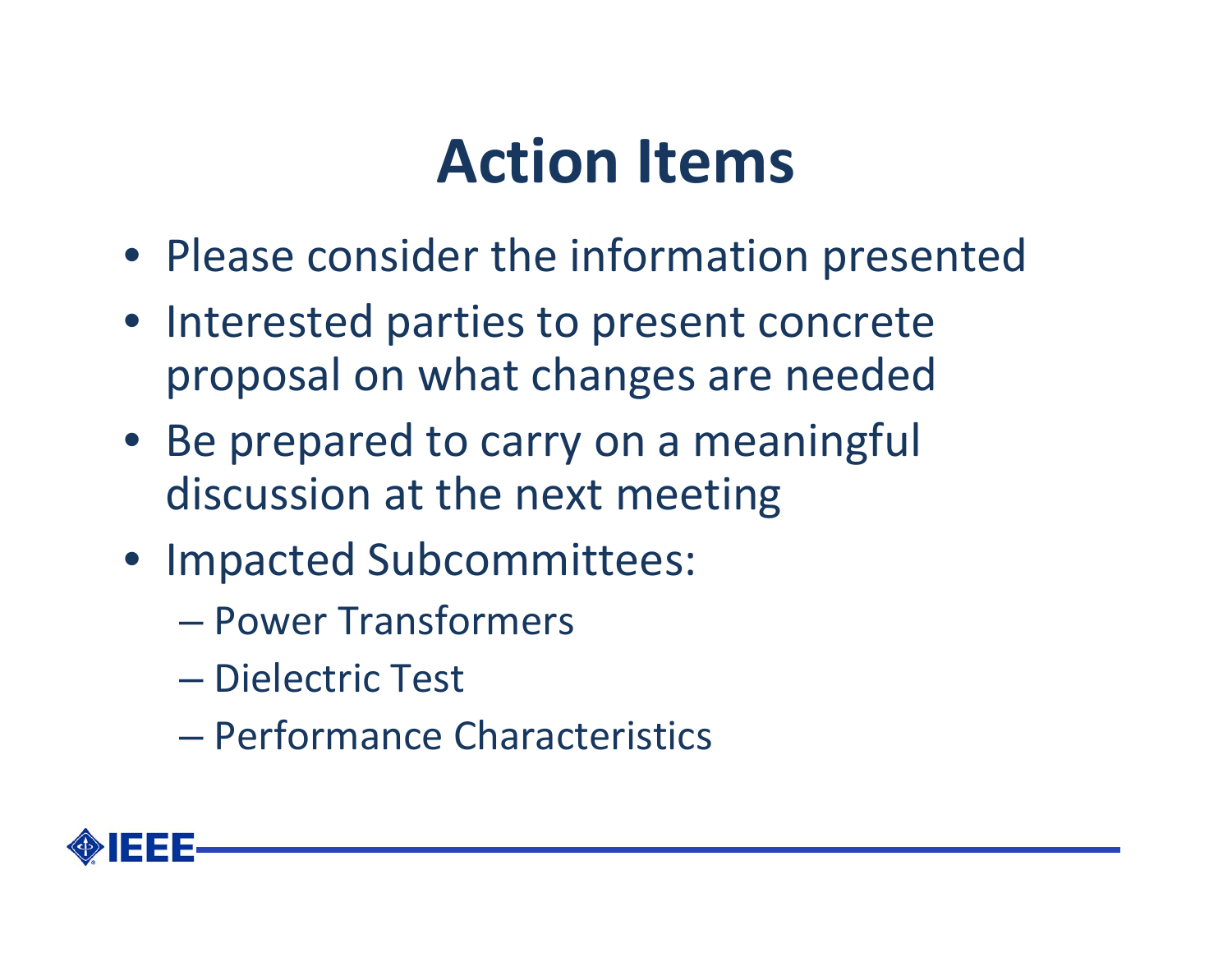# Action Items

- Please consider the information presented
- Interested parties to present concrete proposal on what changes are needed
- Be prepared to carry on a meaningful discussion at the next meeting
- Impacted Subcommittees:
  - Power Transformers
  - Dielectric Test
  - Performance Characteristics